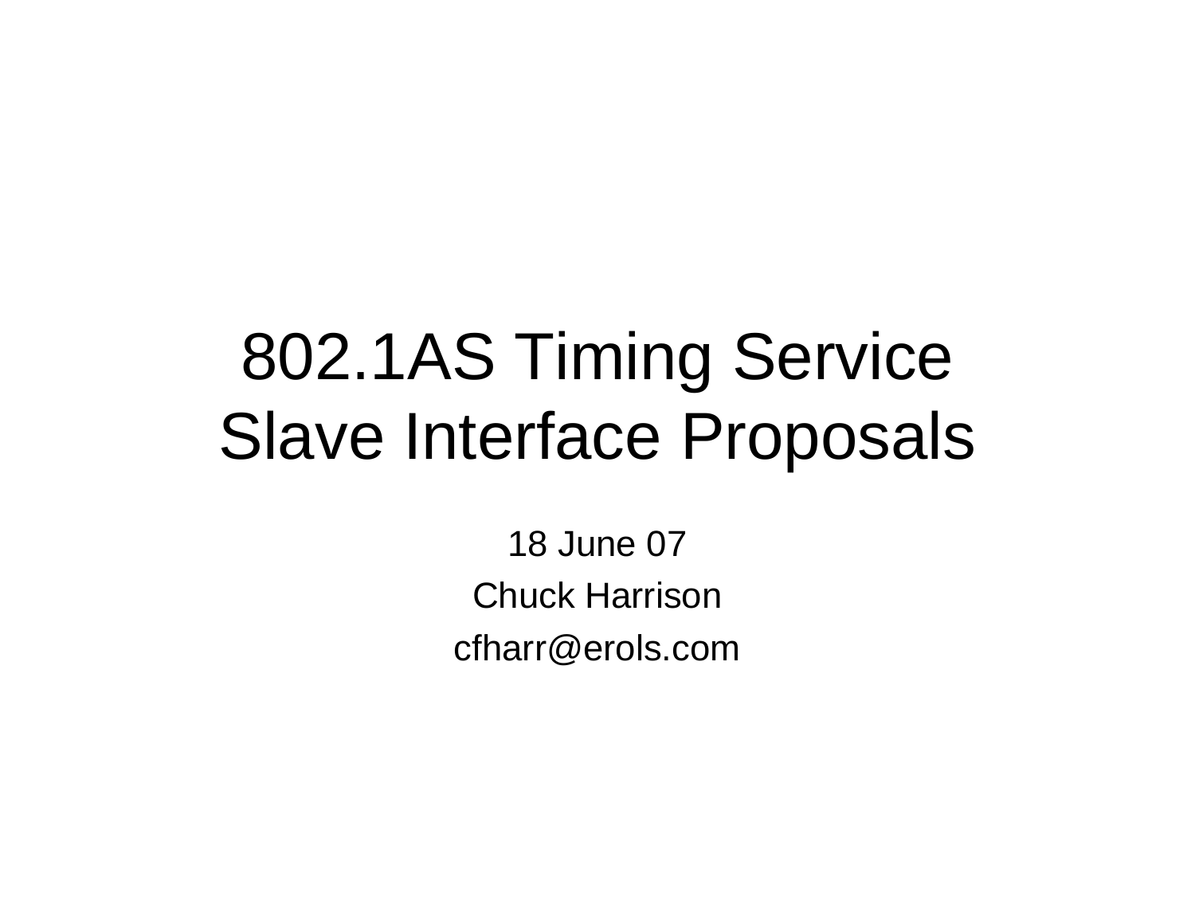# 802.1AS Timing Service Slave Interface Proposals

18 June 07

Chuck Harrison

cfharr@erols.com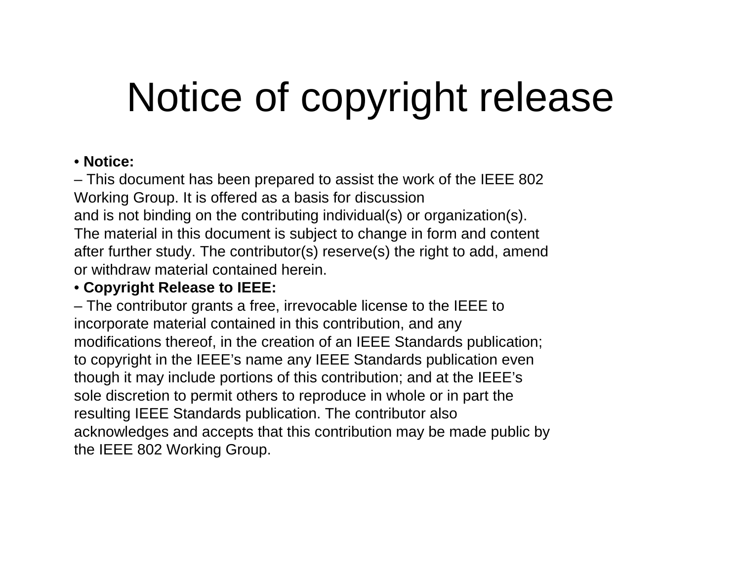# Notice of copyright release

- **Notice:**
  – This document has been prepared to assist the work of the IEEE 802 Working Group. It is offered as a basis for discussion and is not binding on the contributing individual(s) or organization(s). The material in this document is subject to change in form and content after further study. The contributor(s) reserve(s) the right to add, amend or withdraw material contained herein.
- **Copyright Release to IEEE:**
  – The contributor grants a free, irrevocable license to the IEEE to incorporate material contained in this contribution, and any modifications thereof, in the creation of an IEEE Standards publication; to copyright in the IEEE's name any IEEE Standards publication even though it may include portions of this contribution; and at the IEEE's sole discretion to permit others to reproduce in whole or in part the resulting IEEE Standards publication. The contributor also acknowledges and accepts that this contribution may be made public by the IEEE 802 Working Group.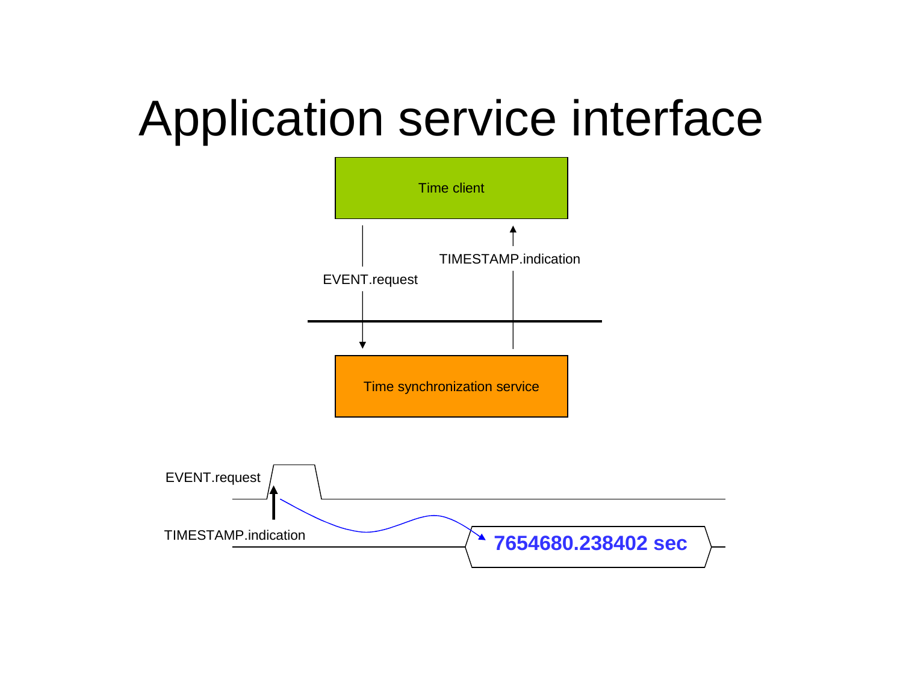# Application service interface

Time client

EVENT.request

TIMESTAMP.indication

Time synchronization service

EVENT.request

TIMESTAMP.indication

**7654680.238402 sec**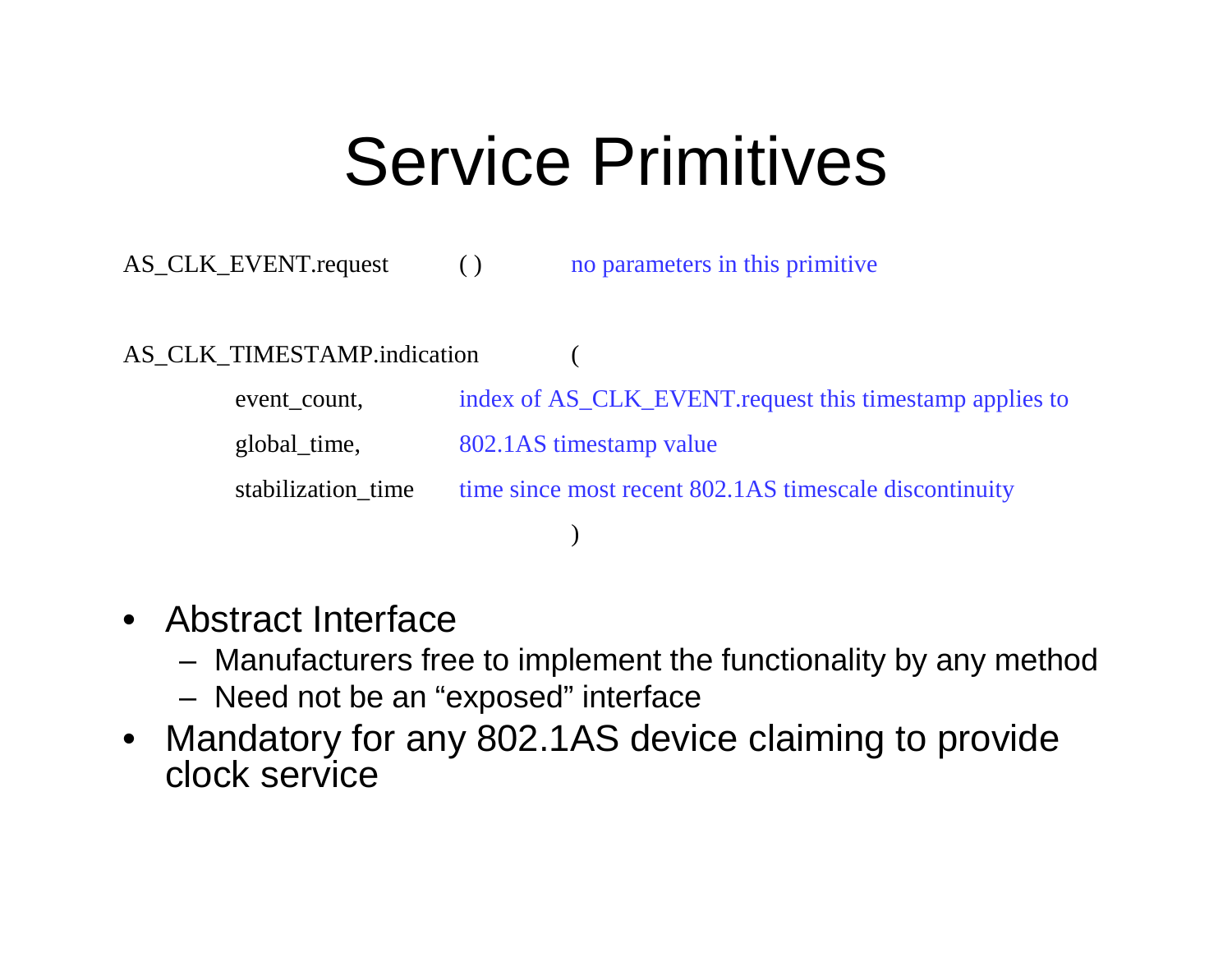# Service Primitives

```
AS_CLK_EVENT.request          ( )          no parameters in this primitive

AS_CLK_TIMESTAMP.indication              (
          event_count,          index of AS_CLK_EVENT.request this timestamp applies to
          global_time,          802.1AS timestamp value
          stabilization_time    time since most recent 802.1AS timescale discontinuity
                                         )
```

- Abstract Interface
  - Manufacturers free to implement the functionality by any method
  - Need not be an “exposed” interface
- Mandatory for any 802.1AS device claiming to provide clock service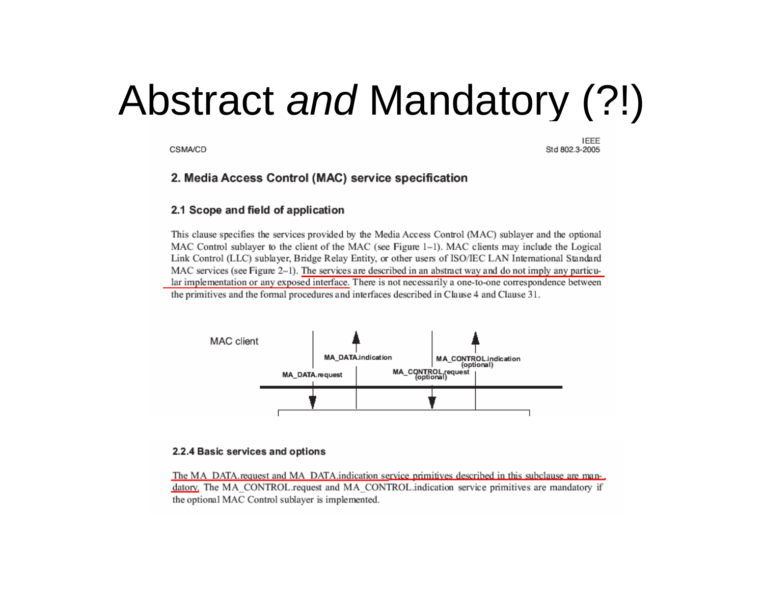# Abstract *and* Mandatory (?!)

CSMA/CD

IEEE Std 802.3-2005

## 2. Media Access Control (MAC) service specification

### 2.1 Scope and field of application

This clause specifies the services provided by the Media Access Control (MAC) sublayer and the optional MAC Control sublayer to the client of the MAC (see Figure 1–1). MAC clients may include the Logical Link Control (LLC) sublayer, Bridge Relay Entity, or other users of ISO/IEC LAN International Standard MAC services (see Figure 2–1). The services are described in an abstract way and do not imply any particular implementation or any exposed interface. There is not necessarily a one-to-one correspondence between the primitives and the formal procedures and interfaces described in Clause 4 and Clause 31.

MAC client

MA_DATA.request

MA_DATA.indication

MA_CONTROL.request (optional)

MA_CONTROL.indication (optional)

### 2.2.4 Basic services and options

The MA_DATA.request and MA_DATA.indication service primitives described in this subclause are mandatory. The MA_CONTROL.request and MA_CONTROL.indication service primitives are mandatory if the optional MAC Control sublayer is implemented.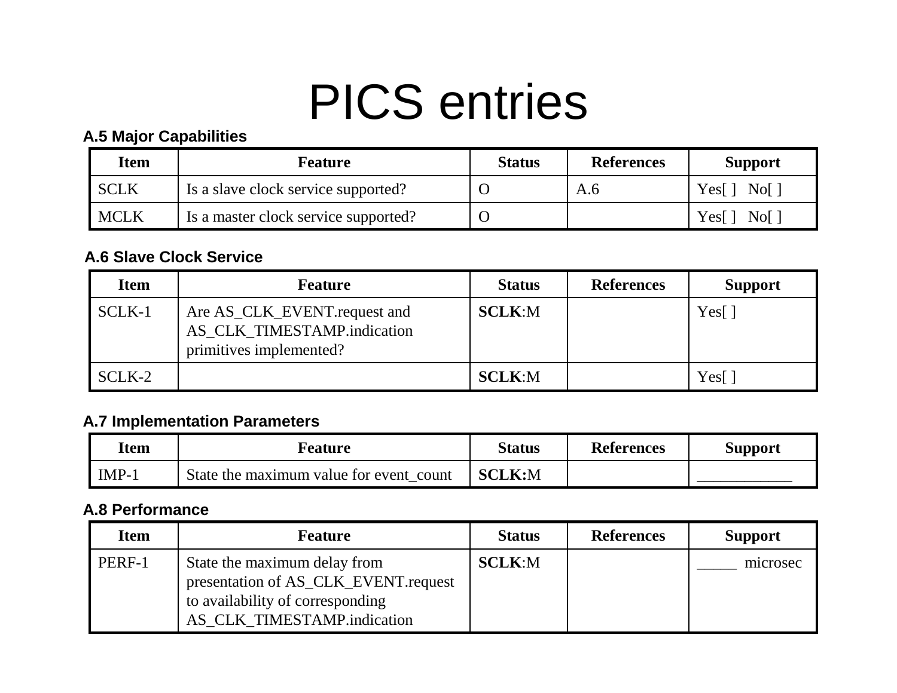# PICS entries

### A.5 Major Capabilities

| Item | Feature | Status | References | Support |
|---|---|---|---|---|
| SCLK | Is a slave clock service supported? | O | A.6 | Yes[ ]   No[ ] |
| MCLK | Is a master clock service supported? | O | | Yes[ ]   No[ ] |

### A.6 Slave Clock Service

| Item | Feature | Status | References | Support |
|---|---|---|---|---|
| SCLK-1 | Are AS_CLK_EVENT.request and AS_CLK_TIMESTAMP.indication primitives implemented? | **SCLK**:M | | Yes[ ] |
| SCLK-2 | | **SCLK**:M | | Yes[ ] |

### A.7 Implementation Parameters

| Item | Feature | Status | References | Support |
|---|---|---|---|---|
| IMP-1 | State the maximum value for event_count | **SCLK:**M | | ____________ |

### A.8 Performance

| Item | Feature | Status | References | Support |
|---|---|---|---|---|
| PERF-1 | State the maximum delay from presentation of AS_CLK_EVENT.request to availability of corresponding AS_CLK_TIMESTAMP.indication | **SCLK**:M | | _____  microsec |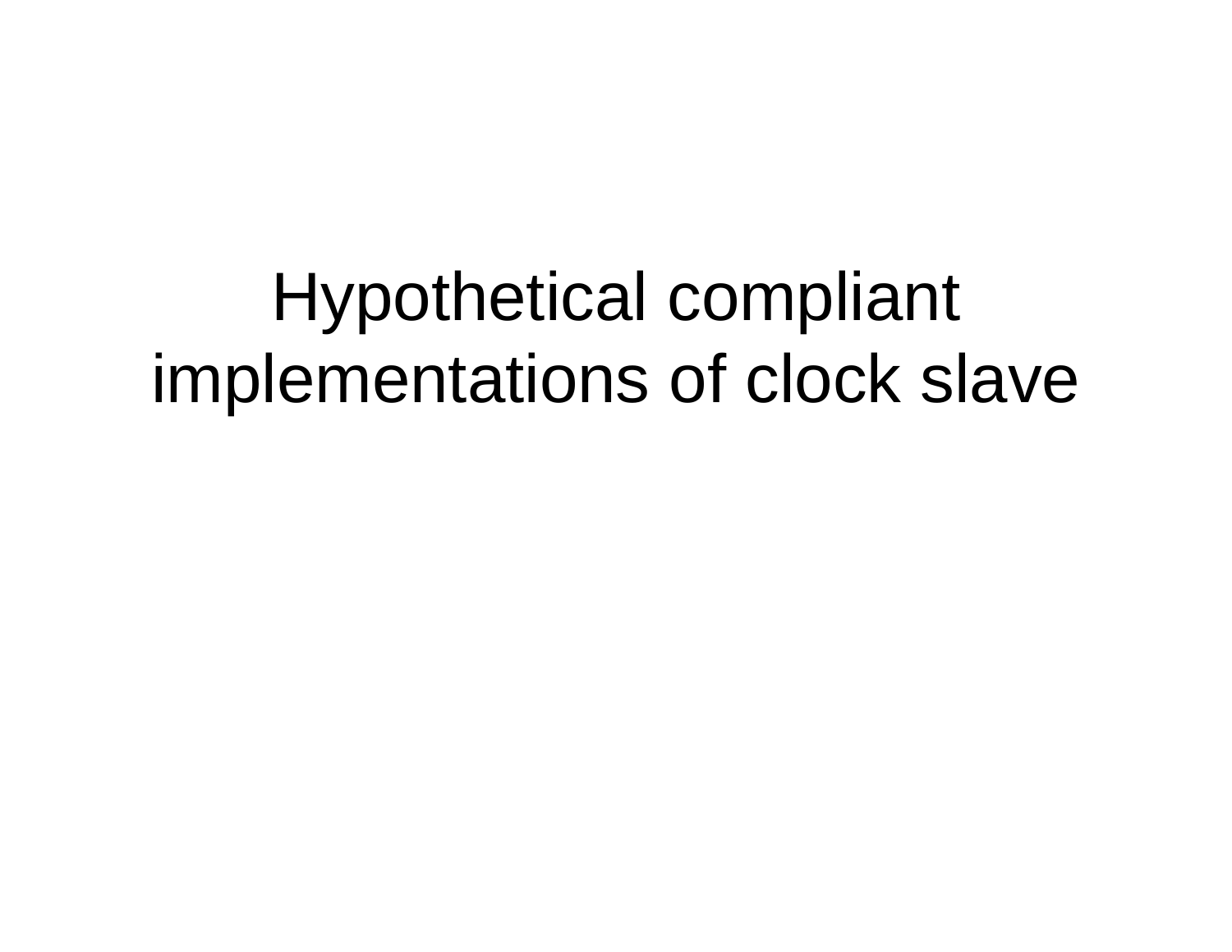# Hypothetical compliant implementations of clock slave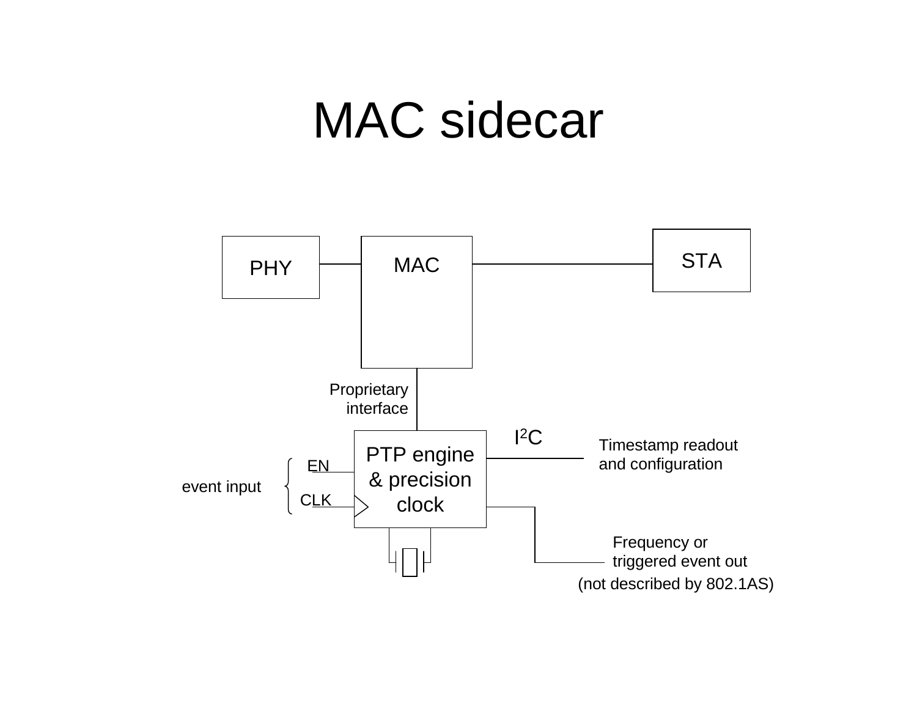# MAC sidecar

PHY

MAC

STA

Proprietary interface

$I^2C$

Timestamp readout and configuration

PTP engine & precision clock

EN

event input

CLK

Frequency or triggered event out

(not described by 802.1AS)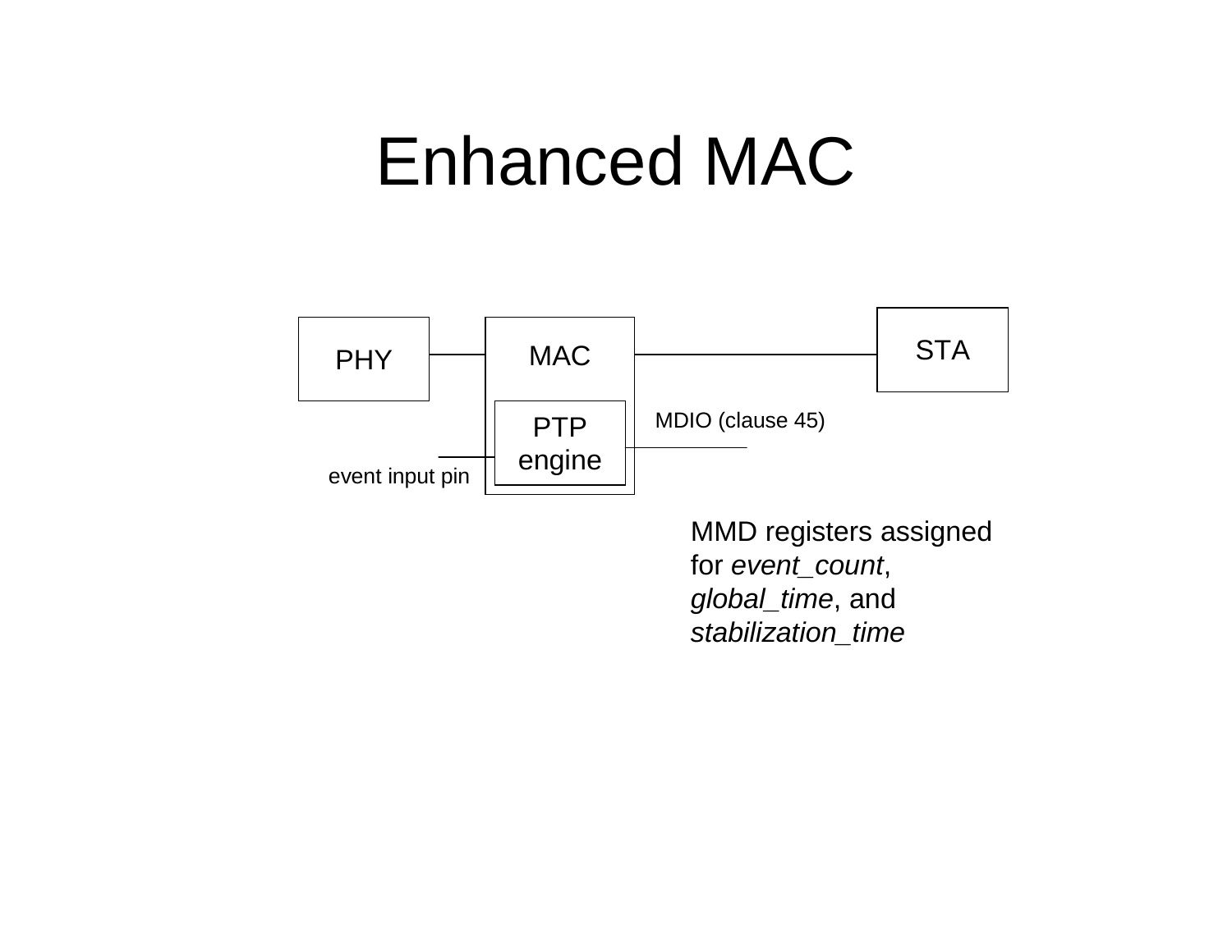# Enhanced MAC

PHY

MAC

STA

PTP engine

MDIO (clause 45)

event input pin

MMD registers assigned for *event_count*, *global_time*, and *stabilization_time*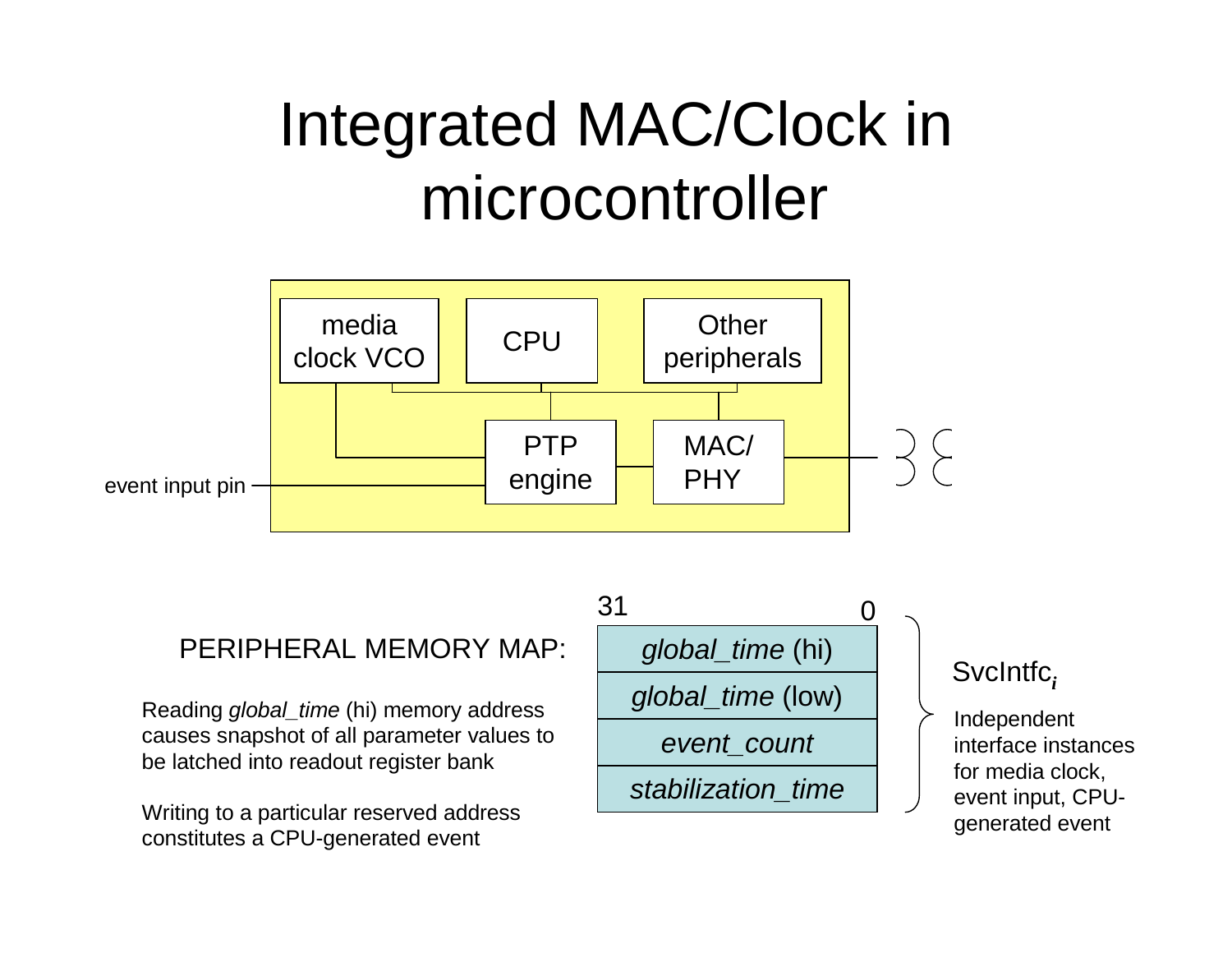# Integrated MAC/Clock in microcontroller

media clock VCO

CPU

Other peripherals

PTP engine

MAC/ PHY

event input pin

PERIPHERAL MEMORY MAP:

Reading *global_time* (hi) memory address causes snapshot of all parameter values to be latched into readout register bank

Writing to a particular reserved address constitutes a CPU-generated event

| 31 … 0 |
|---|
| *global_time* (hi) |
| *global_time* (low) |
| *event_count* |
| *stabilization_time* |

$\text{SvcIntfc}_i$

Independent interface instances for media clock, event input, CPU-generated event